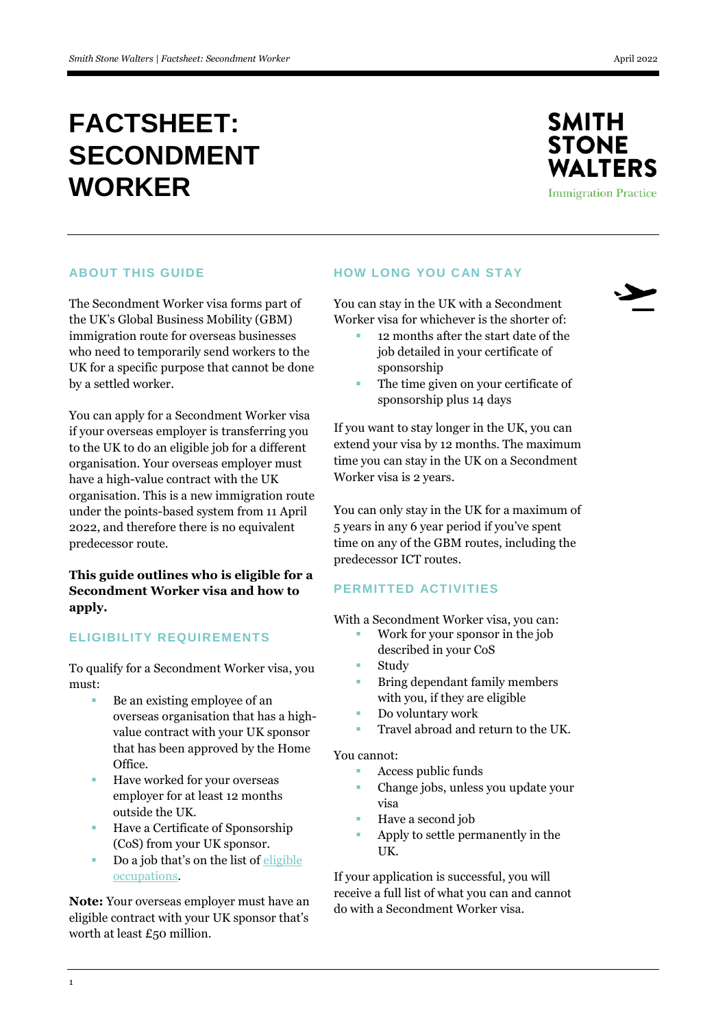# FACTSHEET: SECONDMENT WORKER

SMITH STONE WALTERS

Immigration Practice

## ABOUT THIS GUIDE

The Secondment Worker visa forms part of the UK's Global Business Mobility (GBM) immigration route for overseas businesses who need to temporarily send workers to the UK for a specific purpose that cannot be done by a settled worker.

You can apply for a Secondment Worker visa if your overseas employer is transferring you to the UK to do an eligible job for a different organisation. Your overseas employer must have a high-value contract with the UK organisation. This is a new immigration route under the points-based system from 11 April 2022, and therefore there is no equivalent predecessor route.

**This guide outlines who is eligible for a Secondment Worker visa and how to apply.**

## ELIGIBILITY REQUIREMENTS

To qualify for a Secondment Worker visa, you must:

- Be an existing employee of an overseas organisation that has a high-value contract with your UK sponsor that has been approved by the Home Office.
- Have worked for your overseas employer for at least 12 months outside the UK.
- Have a Certificate of Sponsorship (CoS) from your UK sponsor.
- Do a job that's on the list of eligible occupations.

**Note:** Your overseas employer must have an eligible contract with your UK sponsor that's worth at least £50 million.

## HOW LONG YOU CAN STAY

You can stay in the UK with a Secondment Worker visa for whichever is the shorter of:

- 12 months after the start date of the job detailed in your certificate of sponsorship
- The time given on your certificate of sponsorship plus 14 days

If you want to stay longer in the UK, you can extend your visa by 12 months. The maximum time you can stay in the UK on a Secondment Worker visa is 2 years.

You can only stay in the UK for a maximum of 5 years in any 6 year period if you've spent time on any of the GBM routes, including the predecessor ICT routes.

## PERMITTED ACTIVITIES

With a Secondment Worker visa, you can:

- Work for your sponsor in the job described in your CoS
- Study
- Bring dependant family members with you, if they are eligible
- Do voluntary work
- Travel abroad and return to the UK.

You cannot:

- Access public funds
- Change jobs, unless you update your visa
- Have a second job
- Apply to settle permanently in the UK.

If your application is successful, you will receive a full list of what you can and cannot do with a Secondment Worker visa.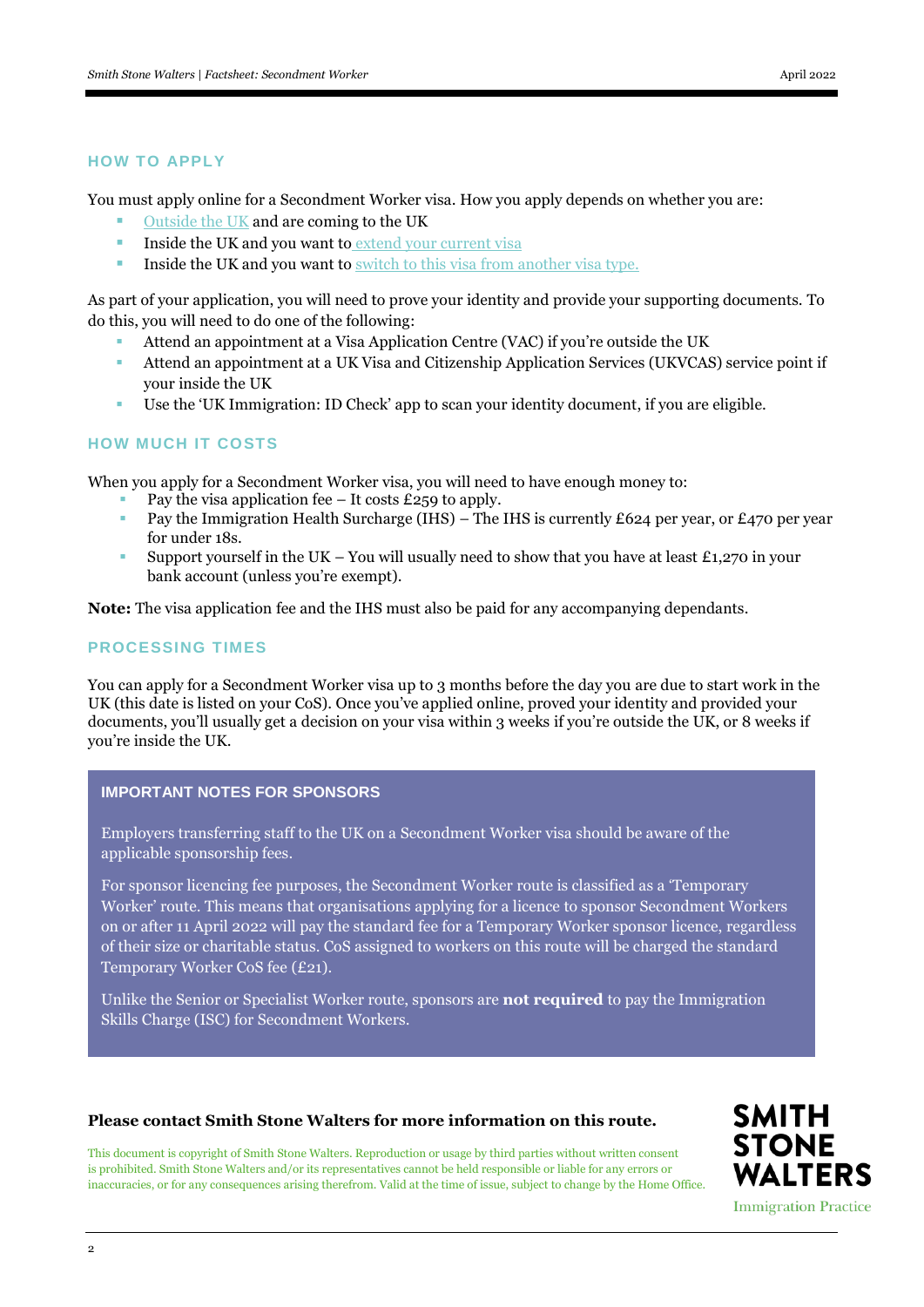## HOW TO APPLY

You must apply online for a Secondment Worker visa. How you apply depends on whether you are:

- Outside the UK and are coming to the UK
- Inside the UK and you want to extend your current visa
- Inside the UK and you want to switch to this visa from another visa type.

As part of your application, you will need to prove your identity and provide your supporting documents. To do this, you will need to do one of the following:

- Attend an appointment at a Visa Application Centre (VAC) if you're outside the UK
- Attend an appointment at a UK Visa and Citizenship Application Services (UKVCAS) service point if your inside the UK
- Use the 'UK Immigration: ID Check' app to scan your identity document, if you are eligible.

## HOW MUCH IT COSTS

When you apply for a Secondment Worker visa, you will need to have enough money to:

- Pay the visa application fee – It costs £259 to apply.
- Pay the Immigration Health Surcharge (IHS) – The IHS is currently £624 per year, or £470 per year for under 18s.
- Support yourself in the UK – You will usually need to show that you have at least £1,270 in your bank account (unless you're exempt).

**Note:** The visa application fee and the IHS must also be paid for any accompanying dependants.

## PROCESSING TIMES

You can apply for a Secondment Worker visa up to 3 months before the day you are due to start work in the UK (this date is listed on your CoS). Once you've applied online, proved your identity and provided your documents, you'll usually get a decision on your visa within 3 weeks if you're outside the UK, or 8 weeks if you're inside the UK.

### IMPORTANT NOTES FOR SPONSORS

Employers transferring staff to the UK on a Secondment Worker visa should be aware of the applicable sponsorship fees.

For sponsor licencing fee purposes, the Secondment Worker route is classified as a 'Temporary Worker' route. This means that organisations applying for a licence to sponsor Secondment Workers on or after 11 April 2022 will pay the standard fee for a Temporary Worker sponsor licence, regardless of their size or charitable status. CoS assigned to workers on this route will be charged the standard Temporary Worker CoS fee (£21).

Unlike the Senior or Specialist Worker route, sponsors are **not required** to pay the Immigration Skills Charge (ISC) for Secondment Workers.

**Please contact Smith Stone Walters for more information on this route.**

This document is copyright of Smith Stone Walters. Reproduction or usage by third parties without written consent is prohibited. Smith Stone Walters and/or its representatives cannot be held responsible or liable for any errors or inaccuracies, or for any consequences arising therefrom. Valid at the time of issue, subject to change by the Home Office.

SMITH STONE WALTERS
Immigration Practice